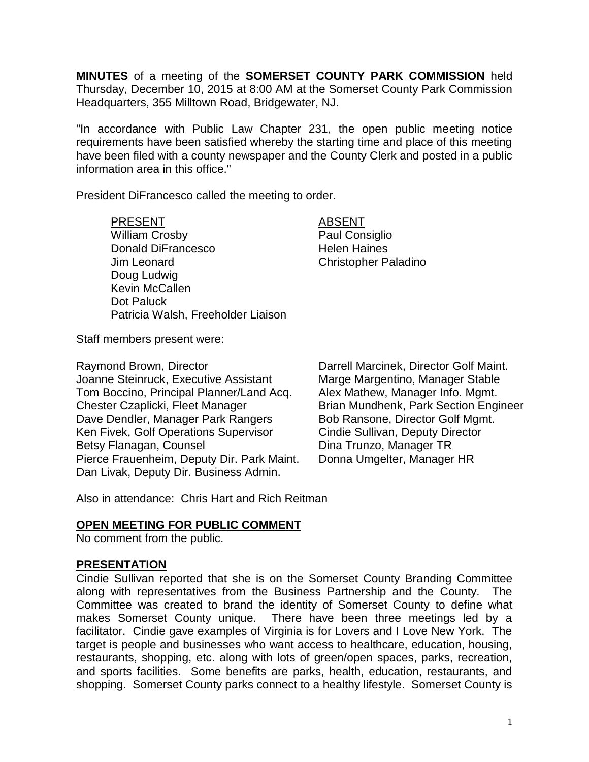**MINUTES** of a meeting of the **SOMERSET COUNTY PARK COMMISSION** held Thursday, December 10, 2015 at 8:00 AM at the Somerset County Park Commission Headquarters, 355 Milltown Road, Bridgewater, NJ.

"In accordance with Public Law Chapter 231, the open public meeting notice requirements have been satisfied whereby the starting time and place of this meeting have been filed with a county newspaper and the County Clerk and posted in a public information area in this office."

President DiFrancesco called the meeting to order.

| PRESENT | ABSENT |
|---|---|
| William Crosby | Paul Consiglio |
| Donald DiFrancesco | Helen Haines |
| Jim Leonard | Christopher Paladino |
| Doug Ludwig | |
| Kevin McCallen | |
| Dot Paluck | |
| Patricia Walsh, Freeholder Liaison | |

Staff members present were:

Raymond Brown, Director
Joanne Steinruck, Executive Assistant
Tom Boccino, Principal Planner/Land Acq.
Chester Czaplicki, Fleet Manager
Dave Dendler, Manager Park Rangers
Ken Fivek, Golf Operations Supervisor
Betsy Flanagan, Counsel
Pierce Frauenheim, Deputy Dir. Park Maint.
Dan Livak, Deputy Dir. Business Admin.
Darrell Marcinek, Director Golf Maint.
Marge Margentino, Manager Stable
Alex Mathew, Manager Info. Mgmt.
Brian Mundhenk, Park Section Engineer
Bob Ransone, Director Golf Mgmt.
Cindie Sullivan, Deputy Director
Dina Trunzo, Manager TR
Donna Umgelter, Manager HR

Also in attendance: Chris Hart and Rich Reitman

## OPEN MEETING FOR PUBLIC COMMENT

No comment from the public.

## PRESENTATION

Cindie Sullivan reported that she is on the Somerset County Branding Committee along with representatives from the Business Partnership and the County. The Committee was created to brand the identity of Somerset County to define what makes Somerset County unique. There have been three meetings led by a facilitator. Cindie gave examples of Virginia is for Lovers and I Love New York. The target is people and businesses who want access to healthcare, education, housing, restaurants, shopping, etc. along with lots of green/open spaces, parks, recreation, and sports facilities. Some benefits are parks, health, education, restaurants, and shopping. Somerset County parks connect to a healthy lifestyle. Somerset County is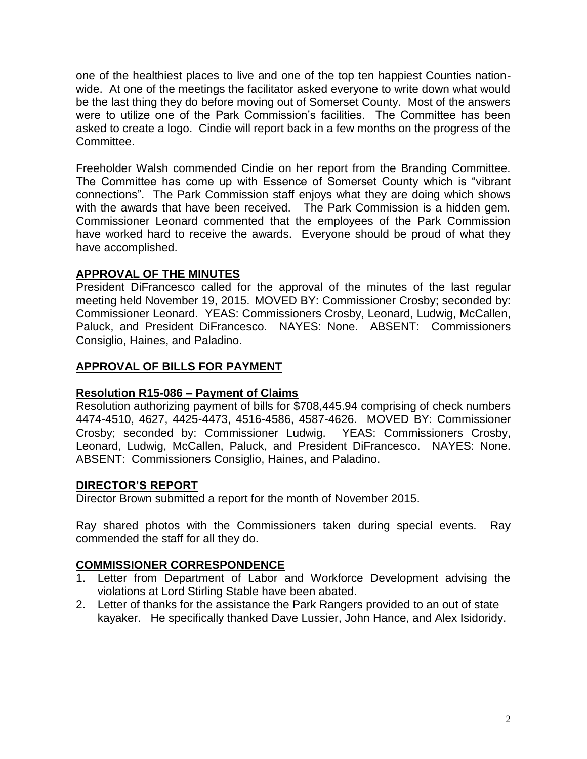one of the healthiest places to live and one of the top ten happiest Counties nation-wide. At one of the meetings the facilitator asked everyone to write down what would be the last thing they do before moving out of Somerset County. Most of the answers were to utilize one of the Park Commission's facilities. The Committee has been asked to create a logo. Cindie will report back in a few months on the progress of the Committee.

Freeholder Walsh commended Cindie on her report from the Branding Committee. The Committee has come up with Essence of Somerset County which is "vibrant connections". The Park Commission staff enjoys what they are doing which shows with the awards that have been received. The Park Commission is a hidden gem. Commissioner Leonard commented that the employees of the Park Commission have worked hard to receive the awards. Everyone should be proud of what they have accomplished.

## **APPROVAL OF THE MINUTES**

President DiFrancesco called for the approval of the minutes of the last regular meeting held November 19, 2015. MOVED BY: Commissioner Crosby; seconded by: Commissioner Leonard. YEAS: Commissioners Crosby, Leonard, Ludwig, McCallen, Paluck, and President DiFrancesco. NAYES: None. ABSENT: Commissioners Consiglio, Haines, and Paladino.

## **APPROVAL OF BILLS FOR PAYMENT**

### **Resolution R15-086 – Payment of Claims**

Resolution authorizing payment of bills for $708,445.94 comprising of check numbers 4474-4510, 4627, 4425-4473, 4516-4586, 4587-4626. MOVED BY: Commissioner Crosby; seconded by: Commissioner Ludwig. YEAS: Commissioners Crosby, Leonard, Ludwig, McCallen, Paluck, and President DiFrancesco. NAYES: None. ABSENT: Commissioners Consiglio, Haines, and Paladino.

## **DIRECTOR'S REPORT**

Director Brown submitted a report for the month of November 2015.

Ray shared photos with the Commissioners taken during special events. Ray commended the staff for all they do.

## **COMMISSIONER CORRESPONDENCE**

1. Letter from Department of Labor and Workforce Development advising the violations at Lord Stirling Stable have been abated.
2. Letter of thanks for the assistance the Park Rangers provided to an out of state kayaker. He specifically thanked Dave Lussier, John Hance, and Alex Isidoridy.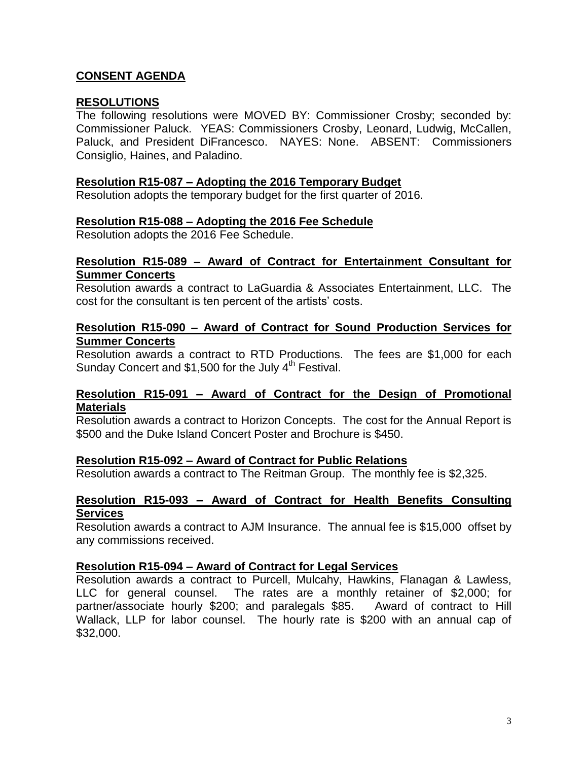## CONSENT AGENDA

### RESOLUTIONS

The following resolutions were MOVED BY: Commissioner Crosby; seconded by: Commissioner Paluck. YEAS: Commissioners Crosby, Leonard, Ludwig, McCallen, Paluck, and President DiFrancesco. NAYES: None. ABSENT: Commissioners Consiglio, Haines, and Paladino.

**Resolution R15-087 – Adopting the 2016 Temporary Budget**

Resolution adopts the temporary budget for the first quarter of 2016.

**Resolution R15-088 – Adopting the 2016 Fee Schedule**

Resolution adopts the 2016 Fee Schedule.

**Resolution R15-089 – Award of Contract for Entertainment Consultant for Summer Concerts**

Resolution awards a contract to LaGuardia & Associates Entertainment, LLC. The cost for the consultant is ten percent of the artists' costs.

**Resolution R15-090 – Award of Contract for Sound Production Services for Summer Concerts**

Resolution awards a contract to RTD Productions. The fees are $1,000 for each Sunday Concert and $1,500 for the July 4th Festival.

**Resolution R15-091 – Award of Contract for the Design of Promotional Materials**

Resolution awards a contract to Horizon Concepts. The cost for the Annual Report is $500 and the Duke Island Concert Poster and Brochure is $450.

**Resolution R15-092 – Award of Contract for Public Relations**

Resolution awards a contract to The Reitman Group. The monthly fee is $2,325.

**Resolution R15-093 – Award of Contract for Health Benefits Consulting Services**

Resolution awards a contract to AJM Insurance. The annual fee is $15,000 offset by any commissions received.

**Resolution R15-094 – Award of Contract for Legal Services**

Resolution awards a contract to Purcell, Mulcahy, Hawkins, Flanagan & Lawless, LLC for general counsel. The rates are a monthly retainer of $2,000; for partner/associate hourly $200; and paralegals $85. Award of contract to Hill Wallack, LLP for labor counsel. The hourly rate is $200 with an annual cap of $32,000.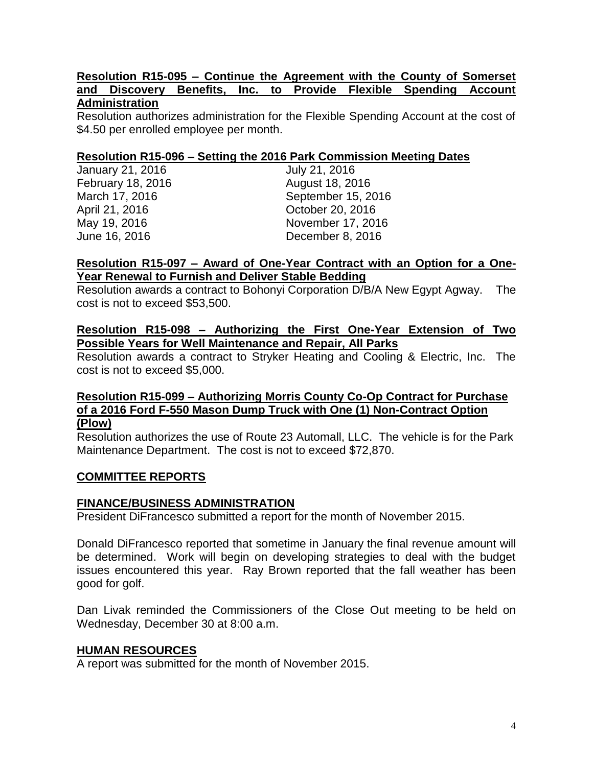**Resolution R15-095 – Continue the Agreement with the County of Somerset and Discovery Benefits, Inc. to Provide Flexible Spending Account Administration**

Resolution authorizes administration for the Flexible Spending Account at the cost of $4.50 per enrolled employee per month.

**Resolution R15-096 – Setting the 2016 Park Commission Meeting Dates**

| | |
|---|---|
| January 21, 2016 | July 21, 2016 |
| February 18, 2016 | August 18, 2016 |
| March 17, 2016 | September 15, 2016 |
| April 21, 2016 | October 20, 2016 |
| May 19, 2016 | November 17, 2016 |
| June 16, 2016 | December 8, 2016 |

**Resolution R15-097 – Award of One-Year Contract with an Option for a One-Year Renewal to Furnish and Deliver Stable Bedding**

Resolution awards a contract to Bohonyi Corporation D/B/A New Egypt Agway. The cost is not to exceed $53,500.

**Resolution R15-098 – Authorizing the First One-Year Extension of Two Possible Years for Well Maintenance and Repair, All Parks**

Resolution awards a contract to Stryker Heating and Cooling & Electric, Inc. The cost is not to exceed $5,000.

**Resolution R15-099 – Authorizing Morris County Co-Op Contract for Purchase of a 2016 Ford F-550 Mason Dump Truck with One (1) Non-Contract Option (Plow)**

Resolution authorizes the use of Route 23 Automall, LLC. The vehicle is for the Park Maintenance Department. The cost is not to exceed $72,870.

## COMMITTEE REPORTS

### FINANCE/BUSINESS ADMINISTRATION

President DiFrancesco submitted a report for the month of November 2015.

Donald DiFrancesco reported that sometime in January the final revenue amount will be determined. Work will begin on developing strategies to deal with the budget issues encountered this year. Ray Brown reported that the fall weather has been good for golf.

Dan Livak reminded the Commissioners of the Close Out meeting to be held on Wednesday, December 30 at 8:00 a.m.

### HUMAN RESOURCES

A report was submitted for the month of November 2015.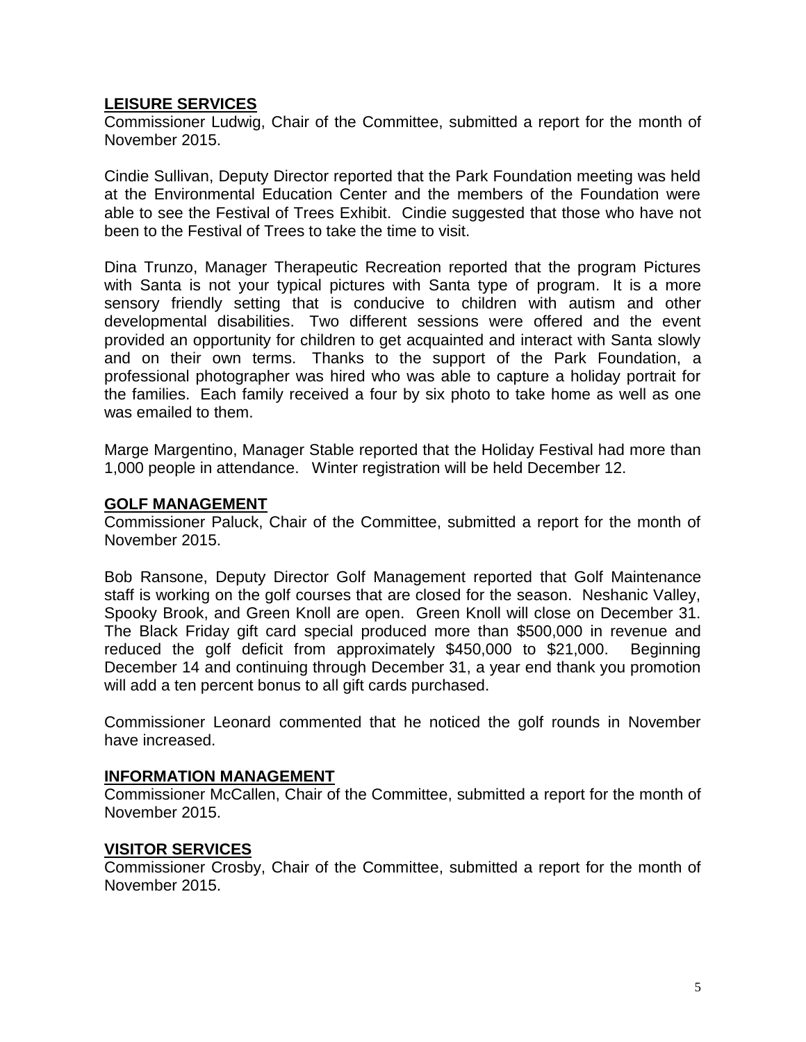**LEISURE SERVICES**

Commissioner Ludwig, Chair of the Committee, submitted a report for the month of November 2015.

Cindie Sullivan, Deputy Director reported that the Park Foundation meeting was held at the Environmental Education Center and the members of the Foundation were able to see the Festival of Trees Exhibit. Cindie suggested that those who have not been to the Festival of Trees to take the time to visit.

Dina Trunzo, Manager Therapeutic Recreation reported that the program Pictures with Santa is not your typical pictures with Santa type of program. It is a more sensory friendly setting that is conducive to children with autism and other developmental disabilities. Two different sessions were offered and the event provided an opportunity for children to get acquainted and interact with Santa slowly and on their own terms. Thanks to the support of the Park Foundation, a professional photographer was hired who was able to capture a holiday portrait for the families. Each family received a four by six photo to take home as well as one was emailed to them.

Marge Margentino, Manager Stable reported that the Holiday Festival had more than 1,000 people in attendance. Winter registration will be held December 12.

**GOLF MANAGEMENT**

Commissioner Paluck, Chair of the Committee, submitted a report for the month of November 2015.

Bob Ransone, Deputy Director Golf Management reported that Golf Maintenance staff is working on the golf courses that are closed for the season. Neshanic Valley, Spooky Brook, and Green Knoll are open. Green Knoll will close on December 31. The Black Friday gift card special produced more than $500,000 in revenue and reduced the golf deficit from approximately $450,000 to $21,000. Beginning December 14 and continuing through December 31, a year end thank you promotion will add a ten percent bonus to all gift cards purchased.

Commissioner Leonard commented that he noticed the golf rounds in November have increased.

**INFORMATION MANAGEMENT**

Commissioner McCallen, Chair of the Committee, submitted a report for the month of November 2015.

**VISITOR SERVICES**

Commissioner Crosby, Chair of the Committee, submitted a report for the month of November 2015.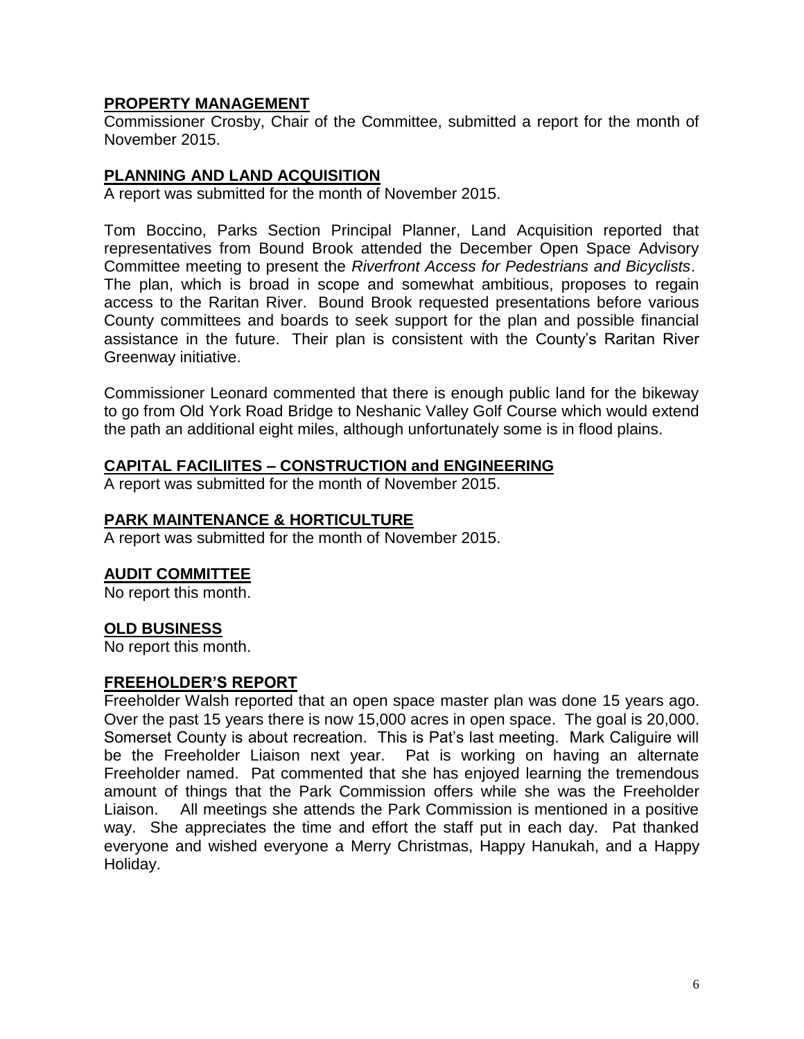## PROPERTY MANAGEMENT

Commissioner Crosby, Chair of the Committee, submitted a report for the month of November 2015.

## PLANNING AND LAND ACQUISITION

A report was submitted for the month of November 2015.

Tom Boccino, Parks Section Principal Planner, Land Acquisition reported that representatives from Bound Brook attended the December Open Space Advisory Committee meeting to present the *Riverfront Access for Pedestrians and Bicyclists*. The plan, which is broad in scope and somewhat ambitious, proposes to regain access to the Raritan River. Bound Brook requested presentations before various County committees and boards to seek support for the plan and possible financial assistance in the future. Their plan is consistent with the County's Raritan River Greenway initiative.

Commissioner Leonard commented that there is enough public land for the bikeway to go from Old York Road Bridge to Neshanic Valley Golf Course which would extend the path an additional eight miles, although unfortunately some is in flood plains.

## CAPITAL FACILIITES – CONSTRUCTION and ENGINEERING

A report was submitted for the month of November 2015.

## PARK MAINTENANCE & HORTICULTURE

A report was submitted for the month of November 2015.

## AUDIT COMMITTEE

No report this month.

## OLD BUSINESS

No report this month.

## FREEHOLDER'S REPORT

Freeholder Walsh reported that an open space master plan was done 15 years ago. Over the past 15 years there is now 15,000 acres in open space. The goal is 20,000. Somerset County is about recreation. This is Pat's last meeting. Mark Caliguire will be the Freeholder Liaison next year. Pat is working on having an alternate Freeholder named. Pat commented that she has enjoyed learning the tremendous amount of things that the Park Commission offers while she was the Freeholder Liaison. All meetings she attends the Park Commission is mentioned in a positive way. She appreciates the time and effort the staff put in each day. Pat thanked everyone and wished everyone a Merry Christmas, Happy Hanukah, and a Happy Holiday.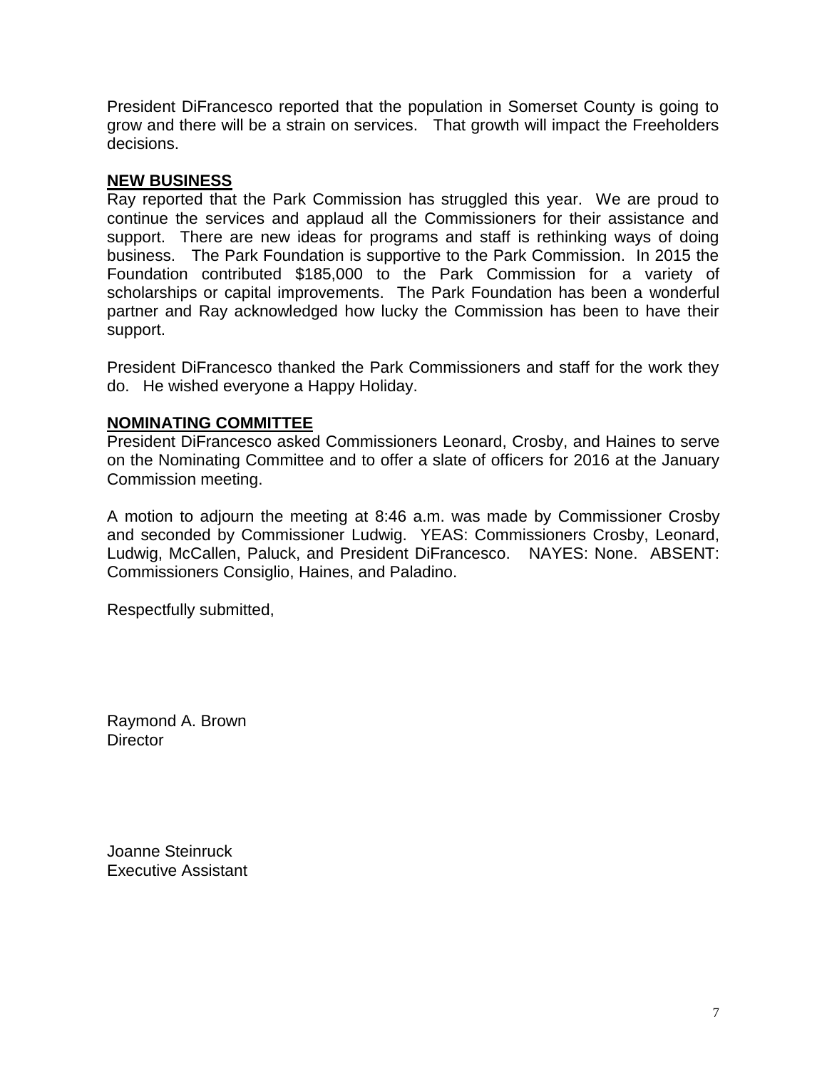President DiFrancesco reported that the population in Somerset County is going to grow and there will be a strain on services. That growth will impact the Freeholders decisions.

**NEW BUSINESS**

Ray reported that the Park Commission has struggled this year. We are proud to continue the services and applaud all the Commissioners for their assistance and support. There are new ideas for programs and staff is rethinking ways of doing business. The Park Foundation is supportive to the Park Commission. In 2015 the Foundation contributed $185,000 to the Park Commission for a variety of scholarships or capital improvements. The Park Foundation has been a wonderful partner and Ray acknowledged how lucky the Commission has been to have their support.

President DiFrancesco thanked the Park Commissioners and staff for the work they do. He wished everyone a Happy Holiday.

**NOMINATING COMMITTEE**

President DiFrancesco asked Commissioners Leonard, Crosby, and Haines to serve on the Nominating Committee and to offer a slate of officers for 2016 at the January Commission meeting.

A motion to adjourn the meeting at 8:46 a.m. was made by Commissioner Crosby and seconded by Commissioner Ludwig. YEAS: Commissioners Crosby, Leonard, Ludwig, McCallen, Paluck, and President DiFrancesco. NAYES: None. ABSENT: Commissioners Consiglio, Haines, and Paladino.

Respectfully submitted,

Raymond A. Brown
Director

Joanne Steinruck
Executive Assistant